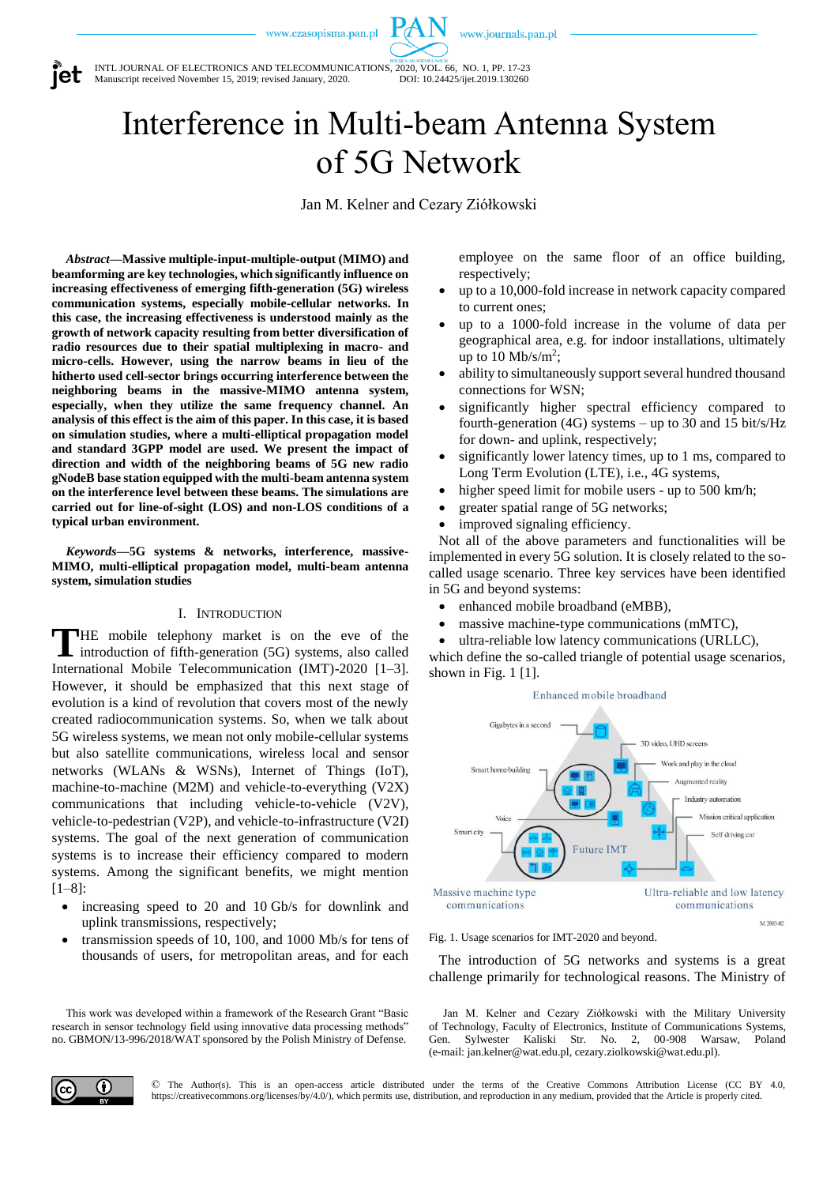# Interference in Multi-beam Antenna System of 5G Network

Jan M. Kelner and Cezary Ziółkowski

***Abstract*—Massive multiple-input-multiple-output (MIMO) and beamforming are key technologies, which significantly influence on increasing effectiveness of emerging fifth-generation (5G) wireless communication systems, especially mobile-cellular networks. In this case, the increasing effectiveness is understood mainly as the growth of network capacity resulting from better diversification of radio resources due to their spatial multiplexing in macro- and micro-cells. However, using the narrow beams in lieu of the hitherto used cell-sector brings occurring interference between the neighboring beams in the massive-MIMO antenna system, especially, when they utilize the same frequency channel. An analysis of this effect is the aim of this paper. In this case, it is based on simulation studies, where a multi-elliptical propagation model and standard 3GPP model are used. We present the impact of direction and width of the neighboring beams of 5G new radio gNodeB base station equipped with the multi-beam antenna system on the interference level between these beams. The simulations are carried out for line-of-sight (LOS) and non-LOS conditions of a typical urban environment.**

***Keywords*—5G systems & networks, interference, massive-MIMO, multi-elliptical propagation model, multi-beam antenna system, simulation studies**

## I. Introduction

THE mobile telephony market is on the eve of the introduction of fifth-generation (5G) systems, also called International Mobile Telecommunications (IMT)-2020 [1–3]. However, it should be emphasized that this next stage of evolution is a kind of revolution that covers most of the newly created radiocommunication systems. So, when we talk about 5G wireless systems, we mean not only mobile-cellular systems but also satellite communications, wireless local and sensor networks (WLANs & WSNs), Internet of Things (IoT), machine-to-machine (M2M) and vehicle-to-everything (V2X) communications that including vehicle-to-vehicle (V2V), vehicle-to-pedestrian (V2P), and vehicle-to-infrastructure (V2I) systems. The goal of the next generation of communication systems is to increase their efficiency compared to modern systems. Among the significant benefits, we might mention [1–8]:

- increasing speed to 20 and 10 Gb/s for downlink and uplink transmissions, respectively;
- transmission speeds of 10, 100, and 1000 Mb/s for tens of thousands of users, for metropolitan areas, and for each employee on the same floor of an office building, respectively;
- up to a 10,000-fold increase in network capacity compared to current ones;
- up to a 1000-fold increase in the volume of data per geographical area, e.g. for indoor installations, ultimately up to 10 Mb/s/m$^2$;
- ability to simultaneously support several hundred thousand connections for WSN;
- significantly higher spectral efficiency compared to fourth-generation (4G) systems – up to 30 and 15 bit/s/Hz for down- and uplink, respectively;
- significantly lower latency times, up to 1 ms, compared to Long Term Evolution (LTE), i.e., 4G systems,
- higher speed limit for mobile users - up to 500 km/h;
- greater spatial range of 5G networks;
- improved signaling efficiency.

Not all of the above parameters and functionalities will be implemented in every 5G solution. It is closely related to the so-called usage scenario. Three key services have been identified in 5G and beyond systems:

- enhanced mobile broadband (eMBB),
- massive machine-type communications (mMTC),
- ultra-reliable low latency communications (URLLC),

which define the so-called triangle of potential usage scenarios, shown in Fig. 1 [1].

Fig. 1. Usage scenarios for IMT-2020 and beyond.

The introduction of 5G networks and systems is a great challenge primarily for technological reasons. The Ministry of

This work was developed within a framework of the Research Grant "Basic research in sensor technology field using innovative data processing methods" no. GBMON/13-996/2018/WAT sponsored by the Polish Ministry of Defense.

Jan M. Kelner and Cezary Ziółkowski with the Military University of Technology, Faculty of Electronics, Institute of Communications Systems, Gen. Sylwester Kaliski Str. No. 2, 00-908 Warsaw, Poland (e-mail: jan.kelner@wat.edu.pl, cezary.ziolkowski@wat.edu.pl).

© The Author(s). This is an open-access article distributed under the terms of the Creative Commons Attribution License (CC BY 4.0, https://creativecommons.org/licenses/by/4.0/), which permits use, distribution, and reproduction in any medium, provided that the Article is properly cited.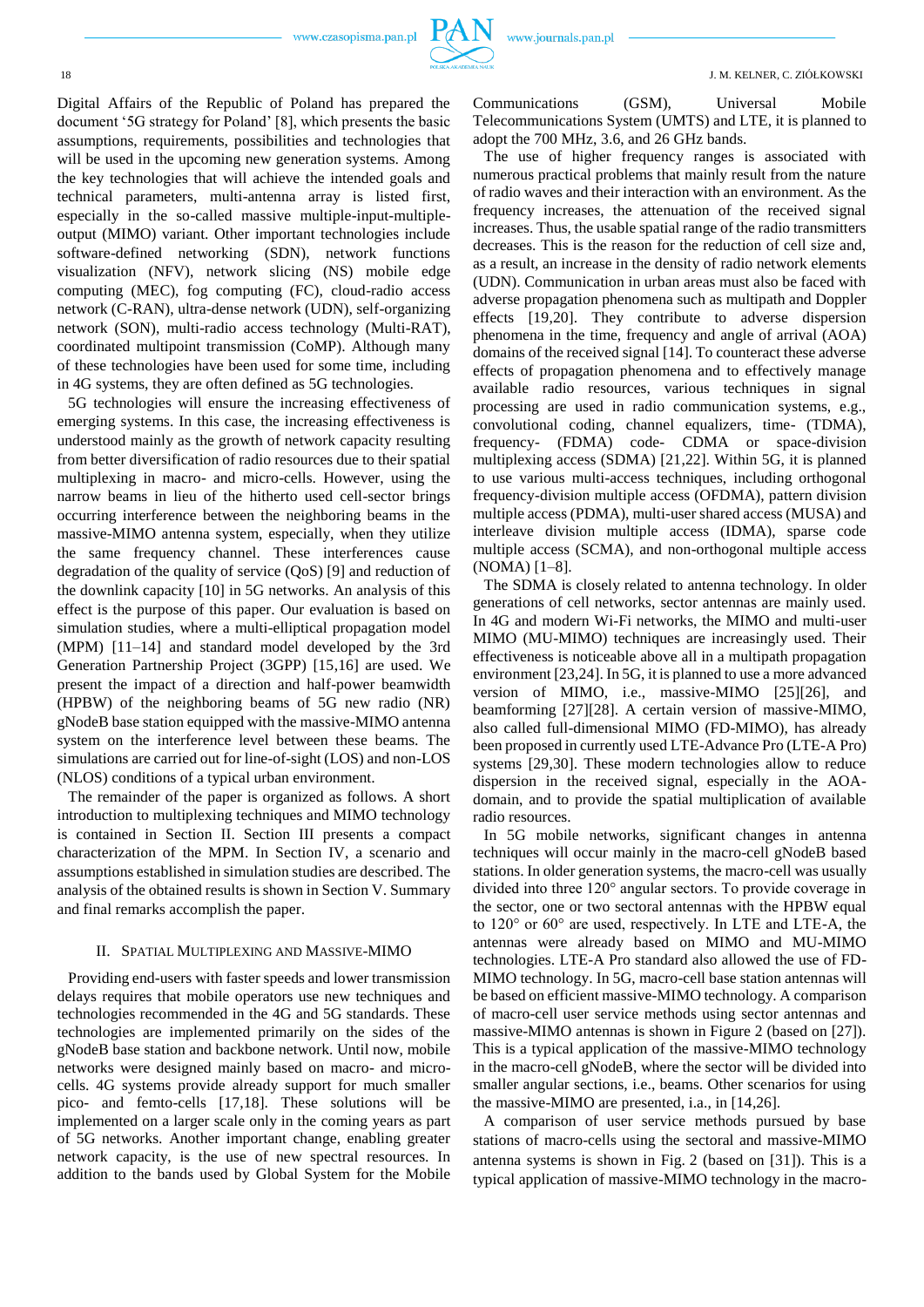Digital Affairs of the Republic of Poland has prepared the document '5G strategy for Poland' [8], which presents the basic assumptions, requirements, possibilities and technologies that will be used in the upcoming new generation systems. Among the key technologies that will achieve the intended goals and technical parameters, multi-antenna array is listed first, especially in the so-called massive multiple-input-multiple-output (MIMO) variant. Other important technologies include software-defined networking (SDN), network functions visualization (NFV), network slicing (NS) mobile edge computing (MEC), fog computing (FC), cloud-radio access network (C-RAN), ultra-dense network (UDN), self-organizing network (SON), multi-radio access technology (Multi-RAT), coordinated multipoint transmission (CoMP). Although many of these technologies have been used for some time, including in 4G systems, they are often defined as 5G technologies.

5G technologies will ensure the increasing effectiveness of emerging systems. In this case, the increasing effectiveness is understood mainly as the growth of network capacity resulting from better diversification of radio resources due to their spatial multiplexing in macro- and micro-cells. However, using the narrow beams in lieu of the hitherto used cell-sector brings occurring interference between the neighboring beams in the massive-MIMO antenna system, especially, when they utilize the same frequency channel. These interferences cause degradation of the quality of service (QoS) [9] and reduction of the downlink capacity [10] in 5G networks. An analysis of this effect is the purpose of this paper. Our evaluation is based on simulation studies, where a multi-elliptical propagation model (MPM) [11–14] and standard model developed by the 3rd Generation Partnership Project (3GPP) [15,16] are used. We present the impact of a direction and half-power beamwidth (HPBW) of the neighboring beams of 5G new radio (NR) gNodeB base station equipped with the massive-MIMO antenna system on the interference between these beams. The simulations are carried out for line-of-sight (LOS) and non-LOS (NLOS) conditions of a typical urban environment.

The remainder of the paper is organized as follows. A short introduction to multiplexing techniques and MIMO technology is contained in Section II. Section III presents a compact characterization of the MPM. In Section IV, a scenario and assumptions established in simulation studies are described. The analysis of the obtained results is shown in Section V. Summary and final remarks accomplish the paper.

## II. Spatial Multiplexing and Massive-MIMO

Providing end-users with faster speeds and lower transmission delays requires that mobile operators use new techniques and technologies recommended in the 4G and 5G standards. These technologies are implemented primarily on the sides of the gNodeB base station and backbone network. Until now, mobile networks were designed mainly based on macro- and micro-cells. 4G systems provide already support for much smaller pico- and femto-cells [17,18]. These solutions will be implemented on a larger scale only in the coming years as part of 5G networks. Another important change, enabling greater network capacity, is the use of new spectral resources. In addition to the bands used by Global System for the Mobile Communications (GSM), Universal Mobile Telecommunications System (UMTS) and LTE, it is planned to adopt the 700 MHz, 3.6, and 26 GHz bands.

The use of higher frequency ranges is associated with numerous practical problems that mainly result from the nature of radio waves and their interaction with an environment. As the frequency increases, the attenuation of the received signal increases. Thus, the usable spatial range of the radio transmitters decreases. This is the reason for the reduction of cell size and, as a result, an increase in the density of radio network elements (UDN). Communication in urban areas must also be faced with adverse propagation phenomena such as multipath and Doppler effects [19,20]. They contribute to adverse dispersion phenomena in the time, frequency and angle of arrival (AOA) domains of the received signal [14]. To counteract these adverse effects of propagation phenomena and to effectively manage available radio resources, various techniques in signal processing are used in radio communication systems, e.g., convolutional coding, channel equalizers, time- (TDMA), frequency- (FDMA) code- CDMA or space-division multiplexing access (SDMA) [21,22]. Within 5G, it is planned to use various multi-access techniques, including orthogonal frequency-division multiple access (OFDMA), pattern division multiple access (PDMA), multi-user shared access (MUSA) and interleave division multiple access (IDMA), sparse code multiple access (SCMA), and non-orthogonal multiple access (NOMA) [1–8].

The SDMA is closely related to antenna technology. In older generations of cell networks, sector antennas are mainly used. In 4G and modern Wi-Fi networks, the MIMO and multi-user MIMO (MU-MIMO) techniques are increasingly used. Their effectiveness is noticeable above all in a multipath propagation environment [23,24]. In 5G, it is planned to use a more advanced version of MIMO, i.e., massive-MIMO [25][26], and beamforming [27][28]. A certain version of massive-MIMO, also called full-dimensional MIMO (FD-MIMO), has already been proposed in currently used LTE-Advance Pro (LTE-A Pro) systems [29,30]. These modern technologies allow to reduce dispersion in the received signal, especially in the AOA-domain, and to provide the spatial multiplication of available radio resources.

In 5G mobile networks, significant changes in antenna techniques will occur mainly in the macro-cell gNodeB based stations. In older generation systems, the macro-cell was usually divided into three 120° angular sectors. To provide coverage in the sector, one or two sectoral antennas with the HPBW equal to 120° or 60° are used, respectively. In LTE and LTE-A, the antennas were already based on MIMO and MU-MIMO technologies. LTE-A Pro standard also allowed the use of FD-MIMO technology. In 5G, macro-cell base station antennas will be based on efficient massive-MIMO technology. A comparison of macro-cell user service methods using sector antennas and massive-MIMO antennas is shown in Figure 2 (based on [27]). This is a typical application of the massive-MIMO technology in the macro-cell gNodeB, where the sector will be divided into smaller angular sections, i.e., beams. Other scenarios for using the massive-MIMO are presented, i.a., in [14,26].

A comparison of user service methods pursued by base stations of macro-cells using the sectoral and massive-MIMO antenna systems is shown in Fig. 2 (based on [31]). This is a typical application of massive-MIMO technology in the macro-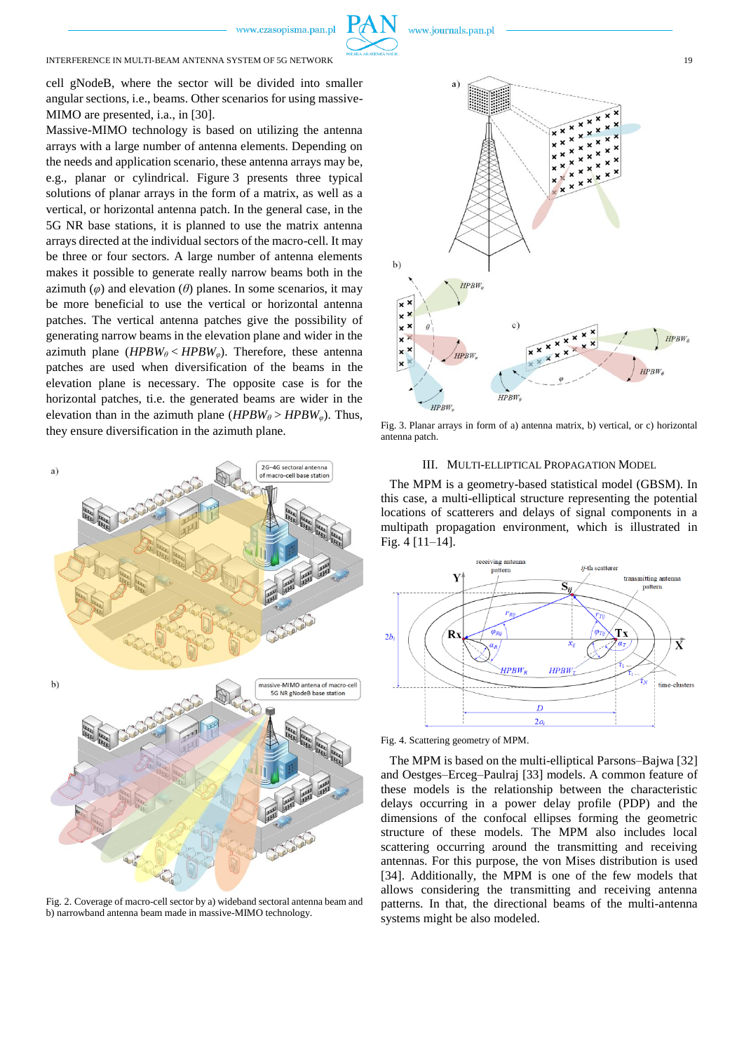cell gNodeB, where the sector will be divided into smaller angular sections, i.e., beams. Other scenarios for using massive-MIMO are presented, i.a., in [30].

Massive-MIMO technology is based on utilizing the antenna arrays with a large number of antenna elements. Depending on the needs and application scenario, these antenna arrays may be, e.g., planar or cylindrical. Figure 3 presents three typical solutions of planar arrays in the form of a matrix, as well as a vertical, or horizontal antenna patch. In the general case, in the 5G NR base stations, it is planned to use the matrix antenna arrays directed at the individual sectors of the macro-cell. It may be three or four sectors. A large number of antenna elements makes it possible to generate really narrow beams both in the azimuth ($\varphi$) and elevation ($\theta$) planes. In some scenarios, it may be more beneficial to use the vertical or horizontal antenna patches. The vertical antenna patches give the possibility of generating narrow beams in the elevation plane and wider in the azimuth plane ($HPBW_\theta < HPBW_\varphi$). Therefore, these antenna patches are used when diversification of the beams in the elevation plane is necessary. The opposite case is for the horizontal patches, ti.e. the generated beams are wider in the elevation than in the azimuth plane ($HPBW_\theta > HPBW_\varphi$). Thus, they ensure diversification in the azimuth plane.

Fig. 2. Coverage of macro-cell sector by a) wideband sectoral antenna beam and b) narrowband antenna beam made in massive-MIMO technology.

Fig. 3. Planar arrays in form of a) antenna matrix, b) vertical, or c) horizontal antenna patch.

## III. Multi-Elliptical Propagation Model

The MPM is a geometry-based statistical model (GBSM). In this case, a multi-elliptical structure representing the potential locations of scatterers and delays of signal components in a multipath propagation environment, which is illustrated in Fig. 4 [11–14].

Fig. 4. Scattering geometry of MPM.

The MPM is based on the multi-elliptical Parsons–Bajwa [32] and Oestges–Erceg–Paulraj [33] models. A common feature of these models is the relationship between the characteristic delays occurring in a power delay profile (PDP) and the dimensions of the confocal ellipses forming the geometric structure of these models. The MPM also includes local scattering occurring around the transmitting and receiving antennas. For this purpose, the von Mises distribution is used [34]. Additionally, the MPM is one of the few models that allows considering the transmitting and receiving antenna patterns. In that, the directional beams of the multi-antenna systems might be also modeled.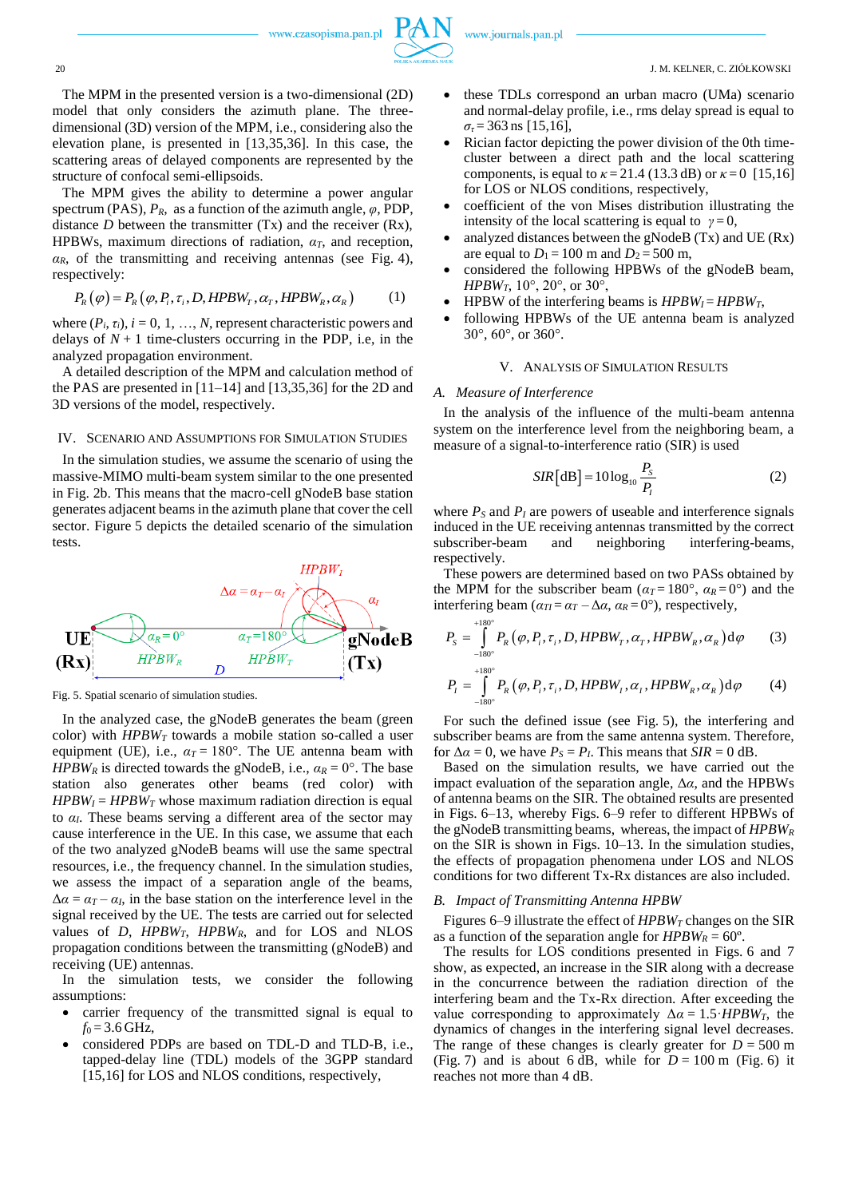The MPM in the presented version is a two-dimensional (2D) model that only considers the azimuth plane. The three-dimensional (3D) version of the MPM, i.e., considering also the elevation plane, is presented in [13,35,36]. In this case, the scattering areas of delayed components are represented by the structure of confocal semi-ellipsoids.

The MPM gives the ability to determine a power angular spectrum (PAS), $P_R$, as a function of the azimuth angle, $\varphi$, PDP, distance $D$ between the transmitter (Tx) and the receiver (Rx), HPBWs, maximum directions of radiation, $\alpha_T$, and reception, $\alpha_R$, of the transmitting and receiving antennas (see Fig. 4), respectively:

$$P_R(\varphi) = P_R(\varphi, P_i, \tau_i, D, HPBW_T, \alpha_T, HPBW_R, \alpha_R) \qquad (1)$$

where $(P_i, \tau_i)$, $i = 0, 1, \ldots, N$, represent characteristic powers and delays of $N + 1$ time-clusters occurring in the PDP, i.e, in the analyzed propagation environment.

A detailed description of the MPM and calculation method of the PAS are presented in [11–14] and [13,35,36] for the 2D and 3D versions of the model, respectively.

## IV. Scenario and Assumptions for Simulation Studies

In the simulation studies, we assume the scenario of using the massive-MIMO multi-beam system similar to the one presented in Fig. 2b. This means that the macro-cell gNodeB base station generates adjacent beams in the azimuth plane that cover the cell sector. Figure 5 depicts the detailed scenario of the simulation tests.

Fig. 5. Spatial scenario of simulation studies.

In the analyzed case, the gNodeB generates the beam (green color) with $HPBW_T$ towards a mobile station so-called a user equipment (UE), i.e., $\alpha_T = 180°$. The UE antenna beam with $HPBW_R$ is directed towards the gNodeB, i.e., $\alpha_R = 0°$. The base station also generates other beams (red color) with $HPBW_I = HPBW_T$ whose maximum radiation direction is equal to $\alpha_I$. These beams serving a different area of the sector may cause interference in the UE. In this case, we assume that each of the two analyzed gNodeB beams will use the same spectral resources, i.e., the frequency channel. In the simulation studies, we assess the impact of a separation angle of the beams, $\Delta\alpha = \alpha_T - \alpha_I$, in the base station on the interference level in the signal received by the UE. The tests are carried out for selected values of $D$, $HPBW_T$, $HPBW_R$, and for LOS and NLOS propagation conditions between the transmitting (gNodeB) and receiving (UE) antennas.

In the simulation tests, we consider the following assumptions:

- carrier frequency of the transmitted signal is equal to $f_0 = 3.6$ GHz,
- considered PDPs are based on TDL-D and TLD-B, i.e., tapped-delay line (TDL) models of the 3GPP standard [15,16] for LOS and NLOS conditions, respectively,
- these TDLs correspond an urban macro (UMa) scenario and normal-delay profile, i.e., rms delay spread is equal to $\sigma_\tau = 363$ ns [15,16],
- Rician factor depicting the power division of the 0th time-cluster between a direct path and the local scattering components, is equal to $\kappa = 21.4$ (13.3 dB) or $\kappa = 0$ [15,16] for LOS or NLOS conditions, respectively,
- coefficient of the von Mises distribution illustrating the intensity of the local scattering is equal to $\gamma = 0$,
- analyzed distances between the gNodeB (Tx) and UE (Rx) are equal to $D_1 = 100$ m and $D_2 = 500$ m,
- considered the following HPBWs of the gNodeB beam, $HPBW_T$, 10°, 20°, or 30°,
- HPBW of the interfering beams is $HPBW_I = HPBW_T$,
- following HPBWs of the UE antenna beam is analyzed 30°, 60°, or 360°.

## V. Analysis of Simulation Results

### A. Measure of Interference

In the analysis of the influence of the multi-beam antenna system on the interference level from the neighboring beam, a measure of a signal-to-interference ratio (SIR) is used

$$SIR[\text{dB}] = 10\log_{10}\frac{P_S}{P_I} \qquad (2)$$

where $P_S$ and $P_I$ are powers of useable and interference signals induced in the UE receiving antennas transmitted by the correct subscriber-beam and neighboring interfering-beams, respectively.

These powers are determined based on two PASs obtained by the MPM for the subscriber beam ($\alpha_T = 180°$, $\alpha_R = 0°$) and the interfering beam ($\alpha_{TI} = \alpha_T - \Delta\alpha$, $\alpha_R = 0°$), respectively.

$$P_S = \int_{-180°}^{+180°} P_R(\varphi, P_i, \tau_i, D, HPBW_T, \alpha_T, HPBW_R, \alpha_R)\,\mathrm{d}\varphi \qquad (3)$$

$$P_I = \int_{-180°}^{+180°} P_R(\varphi, P_i, \tau_i, D, HPBW_I, \alpha_I, HPBW_R, \alpha_R)\,\mathrm{d}\varphi \qquad (4)$$

For such the defined issue (see Fig. 5), the interfering and subscriber beams are from the same antenna system. Therefore, for $\Delta\alpha = 0$, we have $P_S = P_I$. This means that $SIR = 0$ dB.

Based on the simulation results, we have carried out the impact evaluation of the separation angle, $\Delta\alpha$, and the HPBWs of antenna beams on the SIR. The obtained results are presented in Figs. 6–13, whereby Figs. 6–9 refer to different HPBWs of the gNodeB transmitting beams, whereas, the impact of $HPBW_R$ on the SIR is shown in Figs. 10–13. In the simulation studies, the effects of propagation phenomena under LOS and NLOS conditions for two different Tx-Rx distances are also included.

### B. Impact of Transmitting Antenna HPBW

Figures 6–9 illustrate the effect of $HPBW_T$ changes on the SIR as a function of the separation angle for $HPBW_R = 60°$.

The results for LOS conditions presented in Figs. 6 and 7 show, as expected, an increase in the SIR along with a decrease in the concurrence between the radiation direction of the interfering beam and the Tx-Rx direction. After exceeding the value corresponding to approximately $\Delta\alpha = 1.5 \cdot HPBW_T$, the dynamics of changes in the interfering signal level decreases. The range of these changes is clearly greater for $D = 500$ m (Fig. 7) and is about 6 dB, while for $D = 100$ m (Fig. 6) it reaches not more than 4 dB.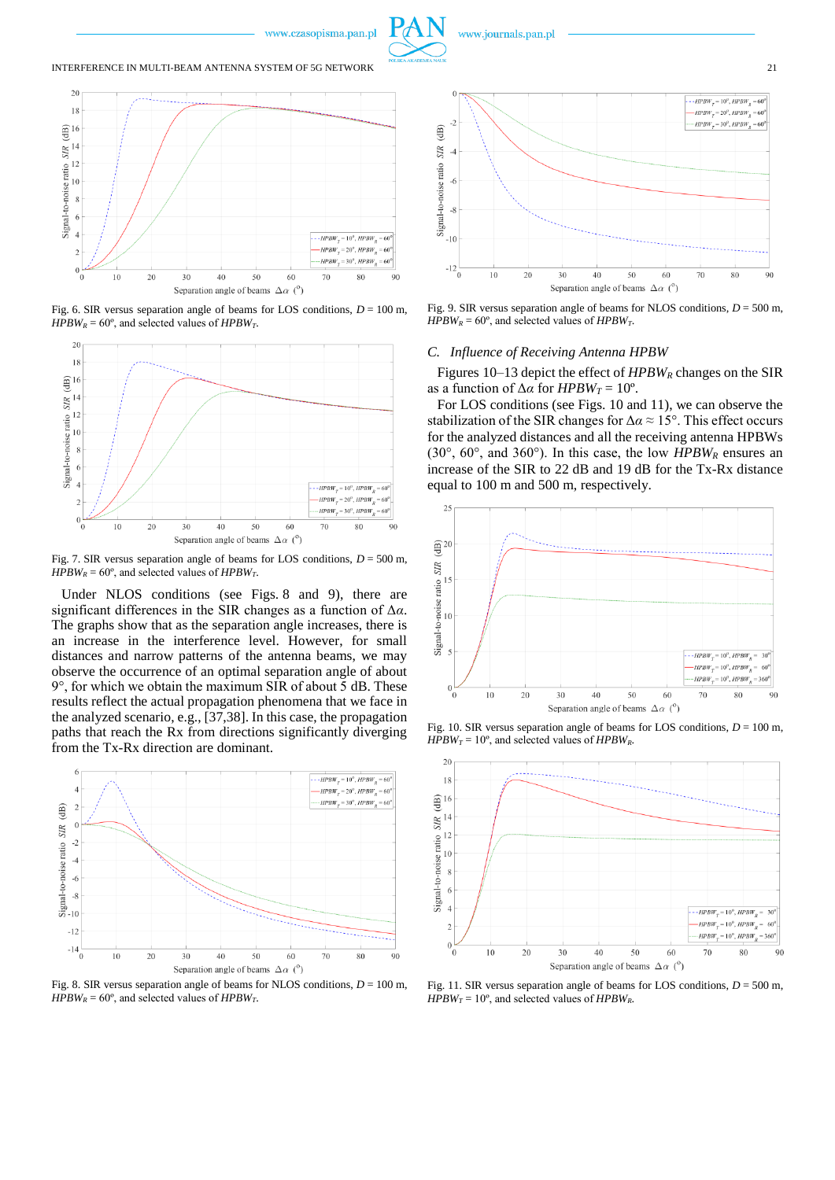Fig. 6. SIR versus separation angle of beams for LOS conditions, $D = 100$ m, $HPBW_R = 60°$, and selected values of $HPBW_T$.

Fig. 7. SIR versus separation angle of beams for LOS conditions, $D = 500$ m, $HPBW_R = 60°$, and selected values of $HPBW_T$.

Under NLOS conditions (see Figs. 8 and 9), there are significant differences in the SIR changes as a function of $\Delta\alpha$. The graphs show that as the separation angle increases, there is an increase in the interference level. However, for small distances and narrow patterns of the antenna beams, we may observe the occurrence of an optimal separation angle of about 9°, for which we obtain the maximum SIR of about 5 dB. These results reflect the actual propagation phenomena that we face in the analyzed scenario, e.g., [37,38]. In this case, the propagation paths that reach the Rx from directions significantly diverging from the Tx-Rx direction are dominant.

Fig. 8. SIR versus separation angle of beams for NLOS conditions, $D = 100$ m, $HPBW_R = 60°$, and selected values of $HPBW_T$.

Fig. 9. SIR versus separation angle of beams for NLOS conditions, $D = 500$ m, $HPBW_R = 60°$, and selected values of $HPBW_T$.

### C. Influence of Receiving Antenna HPBW

Figures 10–13 depict the effect of $HPBW_R$ changes on the SIR as a function of $\Delta\alpha$ for $HPBW_T = 10°$.

For LOS conditions (see Figs. 10 and 11), we can observe the stabilization of the SIR changes for $\Delta\alpha \approx 15°$. This effect occurs for the analyzed distances and all the receiving antenna HPBWs (30°, 60°, and 360°). In this case, the low $HPBW_R$ ensures an increase of the SIR to 22 dB and 19 dB for the Tx-Rx distance equal to 100 m and 500 m, respectively.

Fig. 10. SIR versus separation angle of beams for LOS conditions, $D = 100$ m, $HPBW_T = 10°$, and selected values of $HPBW_R$.

Fig. 11. SIR versus separation angle of beams for LOS conditions, $D = 500$ m, $HPBW_T = 10°$, and selected values of $HPBW_R$.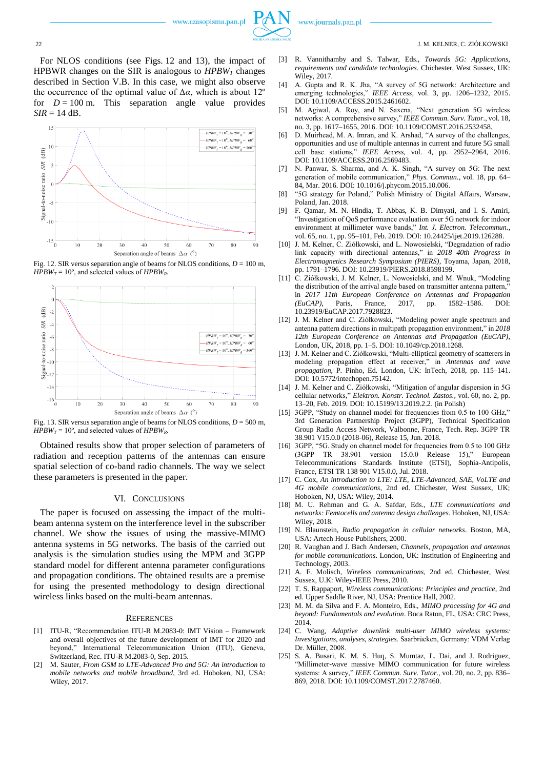For NLOS conditions (see Figs. 12 and 13), the impact of HPBWR changes on the SIR is analogous to $HPBW_T$ changes described in Section V.B. In this case, we might also observe the occurrence of the optimal value of $\Delta\alpha$, which is about 12º for $D = 100$ m. This separation angle value provides $SIR = 14$ dB.

Fig. 12. SIR versus separation angle of beams for NLOS conditions, $D = 100$ m, $HPBW_T = 10º$, and selected values of $HPBW_R$.

Fig. 13. SIR versus separation angle of beams for NLOS conditions, $D = 500$ m, $HPBW_T = 10º$, and selected values of $HPBW_R$.

Obtained results show that proper selection of parameters of radiation and reception patterns of the antennas can ensure spatial selection of co-band radio channels. The way we select these parameters is presented in the paper.

## VI. Conclusions

The paper is focused on assessing the impact of the multi-beam antenna system on the interference level in the subscriber channel. We show the issues of using the massive-MIMO antenna systems in 5G networks. The basis of the carried out analysis is the simulation studies using the MPM and 3GPP standard model for different antenna parameter configurations and propagation conditions. The obtained results are a premise for using the presented methodology to design directional wireless links based on the multi-beam antennas.

## References

[1] ITU-R, "Recommendation ITU-R M.2083-0: IMT Vision – Framework and overall objectives of the future development of IMT for 2020 and beyond," International Telecommunication Union (ITU), Geneva, Switzerland, Rec. ITU-R M.2083-0, Sep. 2015.

[2] M. Sauter, *From GSM to LTE-Advanced Pro and 5G: An introduction to mobile networks and mobile broadband*, 3rd ed. Hoboken, NJ, USA: Wiley, 2017.

[3] R. Vannithamby and S. Talwar, Eds., *Towards 5G: Applications, requirements and candidate technologies*. Chichester, West Sussex, UK: Wiley, 2017.

[4] A. Gupta and R. K. Jha, "A survey of 5G network: Architecture and emerging technologies," *IEEE Access*, vol. 3, pp. 1206–1232, 2015. DOI: 10.1109/ACCESS.2015.2461602.

[5] M. Agiwal, A. Roy, and N. Saxena, "Next generation 5G wireless networks: A comprehensive survey," *IEEE Commun. Surv. Tutor.*, vol. 18, no. 3, pp. 1617–1655, 2016. DOI: 10.1109/COMST.2016.2532458.

[6] D. Muirhead, M. A. Imran, and K. Arshad, "A survey of the challenges, opportunities and use of multiple antennas in current and future 5G small cell base stations," *IEEE Access*, vol. 4, pp. 2952–2964, 2016. DOI: 10.1109/ACCESS.2016.2569483.

[7] N. Panwar, S. Sharma, and A. K. Singh, "A survey on 5G: The next generation of mobile communication," *Phys. Commun.*, vol. 18, pp. 64–84, Mar. 2016. DOI: 10.1016/j.phycom.2015.10.006.

[8] "5G strategy for Poland," Polish Ministry of Digital Affairs, Warsaw, Poland, Jan. 2018.

[9] F. Qamar, M. N. Hindia, T. Abbas, K. B. Dimyati, and I. S. Amiri, "Investigation of QoS performance evaluation over 5G network for indoor environment at millimeter wave bands," *Int. J. Electron. Telecommun.*, vol. 65, no. 1, pp. 95–101, Feb. 2019. DOI: 10.24425/ijet.2019.126288.

[10] J. M. Kelner, C. Ziółkowski, and L. Nowosielski, "Degradation of radio link capacity with directional antennas," in *2018 40th Progress in Electromagnetics Research Symposium (PIERS)*, Toyama, Japan, 2018, pp. 1791–1796. DOI: 10.23919/PIERS.2018.8598199.

[11] C. Ziółkowski, J. M. Kelner, L. Nowosielski, and M. Wnuk, "Modeling the distribution of the arrival angle based on transmitter antenna pattern," in *2017 11th European Conference on Antennas and Propagation (EuCAP)*, Paris, France, 2017, pp. 1582–1586. DOI: 10.23919/EuCAP.2017.7928823.

[12] J. M. Kelner and C. Ziółkowski, "Modeling power angle spectrum and antenna pattern directions in multipath propagation environment," in *2018 12th European Conference on Antennas and Propagation (EuCAP)*, London, UK, 2018, pp. 1–5. DOI: 10.1049/cp.2018.1268.

[13] J. M. Kelner and C. Ziółkowski, "Multi-elliptical geometry of scatterers in modeling propagation effect at receiver," in *Antennas and wave propagation*, P. Pinho, Ed. London, UK: InTech, 2018, pp. 115–141. DOI: 10.5772/intechopen.75142.

[14] J. M. Kelner and C. Ziółkowski, "Mitigation of angular dispersion in 5G cellular networks," *Elektron. Konstr. Technol. Zastos.*, vol. 60, no. 2, pp. 13–20, Feb. 2019. DOI: 10.15199/13.2019.2.2. (in Polish)

[15] 3GPP, "Study on channel model for frequencies from 0.5 to 100 GHz," 3rd Generation Partnership Project (3GPP), Technical Specification Group Radio Access Network, Valbonne, France, Tech. Rep. 3GPP TR 38.901 V15.0.0 (2018-06), Release 15, Jun. 2018.

[16] 3GPP, "5G. Study on channel model for frequencies from 0.5 to 100 GHz (3GPP TR 38.901 version 15.0.0 Release 15)," European Telecommunications Standards Institute (ETSI), Sophia-Antipolis, France, ETSI TR 138 901 V15.0.0, Jul. 2018.

[17] C. Cox, *An introduction to LTE: LTE, LTE-Advanced, SAE, VoLTE and 4G mobile communications*, 2nd ed. Chichester, West Sussex, UK; Hoboken, NJ, USA: Wiley, 2014.

[18] M. U. Rehman and G. A. Safdar, Eds., *LTE communications and networks: Femtocells and antenna design challenges*. Hoboken, NJ, USA: Wiley, 2018.

[19] N. Blaunstein, *Radio propagation in cellular networks*. Boston, MA, USA: Artech House Publishers, 2000.

[20] R. Vaughan and J. Bach Andersen, *Channels, propagation and antennas for mobile communications*. London, UK: Institution of Engineering and Technology, 2003.

[21] A. F. Molisch, *Wireless communications*, 2nd ed. Chichester, West Sussex, U.K: Wiley-IEEE Press, 2010.

[22] T. S. Rappaport, *Wireless communications: Principles and practice*, 2nd ed. Upper Saddle River, NJ, USA: Prentice Hall, 2002.

[23] M. M. da Silva and F. A. Monteiro, Eds., *MIMO processing for 4G and beyond: Fundamentals and evolution*. Boca Raton, FL, USA: CRC Press, 2014.

[24] C. Wang, *Adaptive downlink multi-user MIMO wireless systems: Investigations, analyses, strategies*. Saarbrücken, Germany: VDM Verlag Dr. Müller, 2008.

[25] S. A. Busari, K. M. S. Huq, S. Mumtaz, L. Dai, and J. Rodriguez, "Millimeter-wave massive MIMO communication for future wireless systems: A survey," *IEEE Commun. Surv. Tutor.*, vol. 20, no. 2, pp. 836–869, 2018. DOI: 10.1109/COMST.2017.2787460.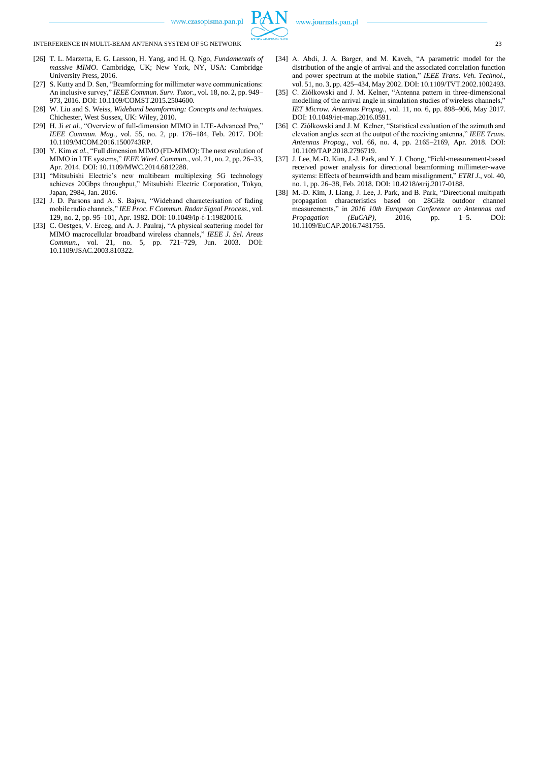[26] T. L. Marzetta, E. G. Larsson, H. Yang, and H. Q. Ngo, *Fundamentals of massive MIMO*. Cambridge, UK; New York, NY, USA: Cambridge University Press, 2016.

[27] S. Kutty and D. Sen, "Beamforming for millimeter wave communications: An inclusive survey," *IEEE Commun. Surv. Tutor.*, vol. 18, no. 2, pp. 949–973, 2016. DOI: 10.1109/COMST.2015.2504600.

[28] W. Liu and S. Weiss, *Wideband beamforming: Concepts and techniques*. Chichester, West Sussex, UK: Wiley, 2010.

[29] H. Ji *et al.*, "Overview of full-dimension MIMO in LTE-Advanced Pro," *IEEE Commun. Mag.*, vol. 55, no. 2, pp. 176–184, Feb. 2017. DOI: 10.1109/MCOM.2016.1500743RP.

[30] Y. Kim *et al.*, "Full dimension MIMO (FD-MIMO): The next evolution of MIMO in LTE systems," *IEEE Wirel. Commun.*, vol. 21, no. 2, pp. 26–33, Apr. 2014. DOI: 10.1109/MWC.2014.6812288.

[31] "Mitsubishi Electric's new multibeam multiplexing 5G technology achieves 20Gbps throughput," Mitsubishi Electric Corporation, Tokyo, Japan, 2984, Jan. 2016.

[32] J. D. Parsons and A. S. Bajwa, "Wideband characterisation of fading mobile radio channels," *IEE Proc. F Commun. Radar Signal Process.*, vol. 129, no. 2, pp. 95–101, Apr. 1982. DOI: 10.1049/ip-f-1:19820016.

[33] C. Oestges, V. Erceg, and A. J. Paulraj, "A physical scattering model for MIMO macrocellular broadband wireless channels," *IEEE J. Sel. Areas Commun.*, vol. 21, no. 5, pp. 721–729, Jun. 2003. DOI: 10.1109/JSAC.2003.810322.

[34] A. Abdi, J. A. Barger, and M. Kaveh, "A parametric model for the distribution of the angle of arrival and the associated correlation function and power spectrum at the mobile station," *IEEE Trans. Veh. Technol.*, vol. 51, no. 3, pp. 425–434, May 2002. DOI: 10.1109/TVT.2002.1002493.

[35] C. Ziółkowski and J. M. Kelner, "Antenna pattern in three-dimensional modelling of the arrival angle in simulation studies of wireless channels," *IET Microw. Antennas Propag.*, vol. 11, no. 6, pp. 898–906, May 2017. DOI: 10.1049/iet-map.2016.0591.

[36] C. Ziółkowski and J. M. Kelner, "Statistical evaluation of the azimuth and elevation angles seen at the output of the receiving antenna," *IEEE Trans. Antennas Propag.*, vol. 66, no. 4, pp. 2165–2169, Apr. 2018. DOI: 10.1109/TAP.2018.2796719.

[37] J. Lee, M.-D. Kim, J.-J. Park, and Y. J. Chong, "Field-measurement-based received power analysis for directional beamforming millimeter-wave systems: Effects of beamwidth and beam misalignment," *ETRI J.*, vol. 40, no. 1, pp. 26–38, Feb. 2018. DOI: 10.4218/etrij.2017-0188.

[38] M.-D. Kim, J. Liang, J. Lee, J. Park, and B. Park, "Directional multipath propagation characteristics based on 28GHz outdoor channel measurements," in *2016 10th European Conference on Antennas and Propagation (EuCAP)*, 2016, pp. 1–5. DOI: 10.1109/EuCAP.2016.7481755.